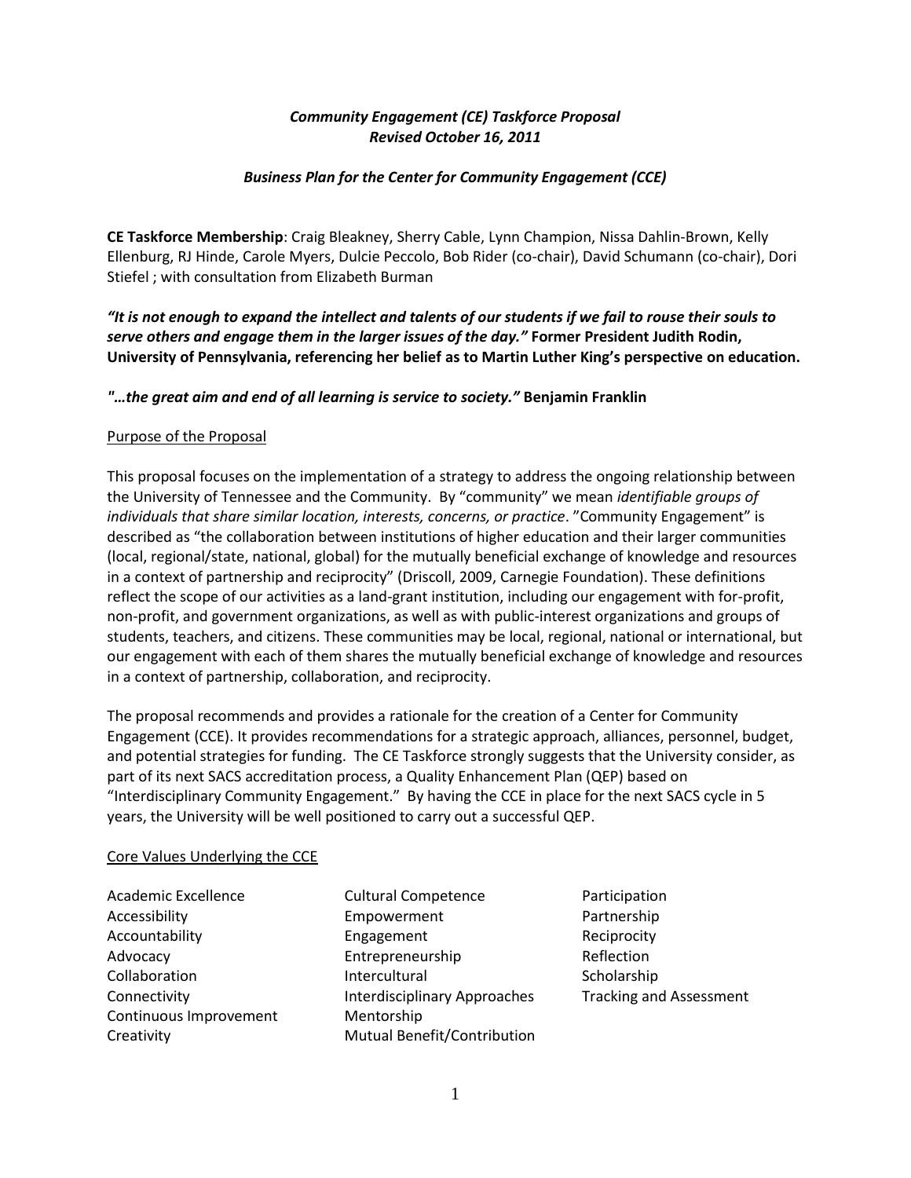***Community Engagement (CE) Taskforce Proposal***
***Revised October 16, 2011***

***Business Plan for the Center for Community Engagement (CCE)***

**CE Taskforce Membership**: Craig Bleakney, Sherry Cable, Lynn Champion, Nissa Dahlin-Brown, Kelly Ellenburg, RJ Hinde, Carole Myers, Dulcie Peccolo, Bob Rider (co-chair), David Schumann (co-chair), Dori Stiefel ; with consultation from Elizabeth Burman

***"It is not enough to expand the intellect and talents of our students if we fail to rouse their souls to serve others and engage them in the larger issues of the day."* Former President Judith Rodin, University of Pennsylvania, referencing her belief as to Martin Luther King's perspective on education.**

***"…the great aim and end of all learning is service to society."* Benjamin Franklin**

<u>Purpose of the Proposal</u>

This proposal focuses on the implementation of a strategy to address the ongoing relationship between the University of Tennessee and the Community. By "community" we mean *identifiable groups of individuals that share similar location, interests, concerns, or practice*. "Community Engagement" is described as "the collaboration between institutions of higher education and their larger communities (local, regional/state, national, global) for the mutually beneficial exchange of knowledge and resources in a context of partnership and reciprocity" (Driscoll, 2009, Carnegie Foundation). These definitions reflect the scope of our activities as a land-grant institution, including our engagement with for-profit, non-profit, and government organizations, as well as with public-interest organizations and groups of students, teachers, and citizens. These communities may be local, regional, national or international, but our engagement with each of them shares the mutually beneficial exchange of knowledge and resources in a context of partnership, collaboration, and reciprocity.

The proposal recommends and provides a rationale for the creation of a Center for Community Engagement (CCE). It provides recommendations for a strategic approach, alliances, personnel, budget, and potential strategies for funding. The CE Taskforce strongly suggests that the University consider, as part of its next SACS accreditation process, a Quality Enhancement Plan (QEP) based on "Interdisciplinary Community Engagement." By having the CCE in place for the next SACS cycle in 5 years, the University will be well positioned to carry out a successful QEP.

<u>Core Values Underlying the CCE</u>

- Academic Excellence
- Accessibility
- Accountability
- Advocacy
- Collaboration
- Connectivity
- Continuous Improvement
- Creativity
- Cultural Competence
- Empowerment
- Engagement
- Entrepreneurship
- Intercultural
- Interdisciplinary Approaches
- Mentorship
- Mutual Benefit/Contribution
- Participation
- Partnership
- Reciprocity
- Reflection
- Scholarship
- Tracking and Assessment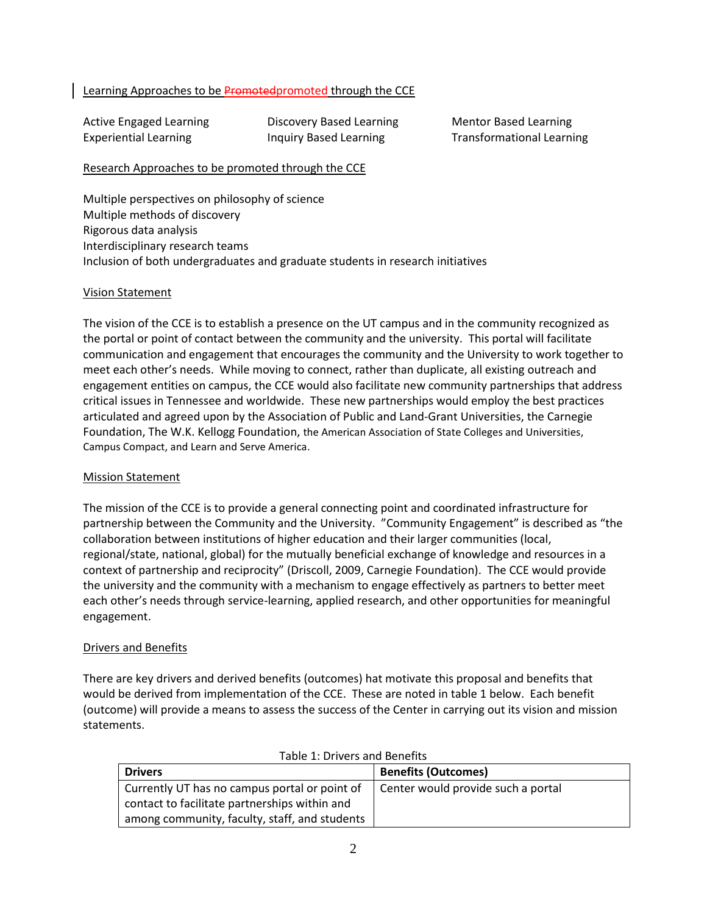Learning Approaches to be ~~Promoted~~promoted through the CCE

Active Engaged Learning
Experiential Learning
Discovery Based Learning
Inquiry Based Learning
Mentor Based Learning
Transformational Learning

Research Approaches to be promoted through the CCE

Multiple perspectives on philosophy of science
Multiple methods of discovery
Rigorous data analysis
Interdisciplinary research teams
Inclusion of both undergraduates and graduate students in research initiatives

## Vision Statement

The vision of the CCE is to establish a presence on the UT campus and in the community recognized as the portal or point of contact between the community and the university. This portal will facilitate communication and engagement that encourages the community and the University to work together to meet each other's needs. While moving to connect, rather than duplicate, all existing outreach and engagement entities on campus, the CCE would also facilitate new community partnerships that address critical issues in Tennessee and worldwide. These new partnerships would employ the best practices articulated and agreed upon by the Association of Public and Land-Grant Universities, the Carnegie Foundation, The W.K. Kellogg Foundation, the American Association of State Colleges and Universities, Campus Compact, and Learn and Serve America.

## Mission Statement

The mission of the CCE is to provide a general connecting point and coordinated infrastructure for partnership between the Community and the University. "Community Engagement" is described as "the collaboration between institutions of higher education and their larger communities (local, regional/state, national, global) for the mutually beneficial exchange of knowledge and resources in a context of partnership and reciprocity" (Driscoll, 2009, Carnegie Foundation). The CCE would provide the university and the community with a mechanism to engage effectively as partners to better meet each other's needs through service-learning, applied research, and other opportunities for meaningful engagement.

## Drivers and Benefits

There are key drivers and derived benefits (outcomes) hat motivate this proposal and benefits that would be derived from implementation of the CCE. These are noted in table 1 below. Each benefit (outcome) will provide a means to assess the success of the Center in carrying out its vision and mission statements.

Table 1: Drivers and Benefits

| **Drivers** | **Benefits (Outcomes)** |
|---|---|
| Currently UT has no campus portal or point of contact to facilitate partnerships within and among community, faculty, staff, and students | Center would provide such a portal |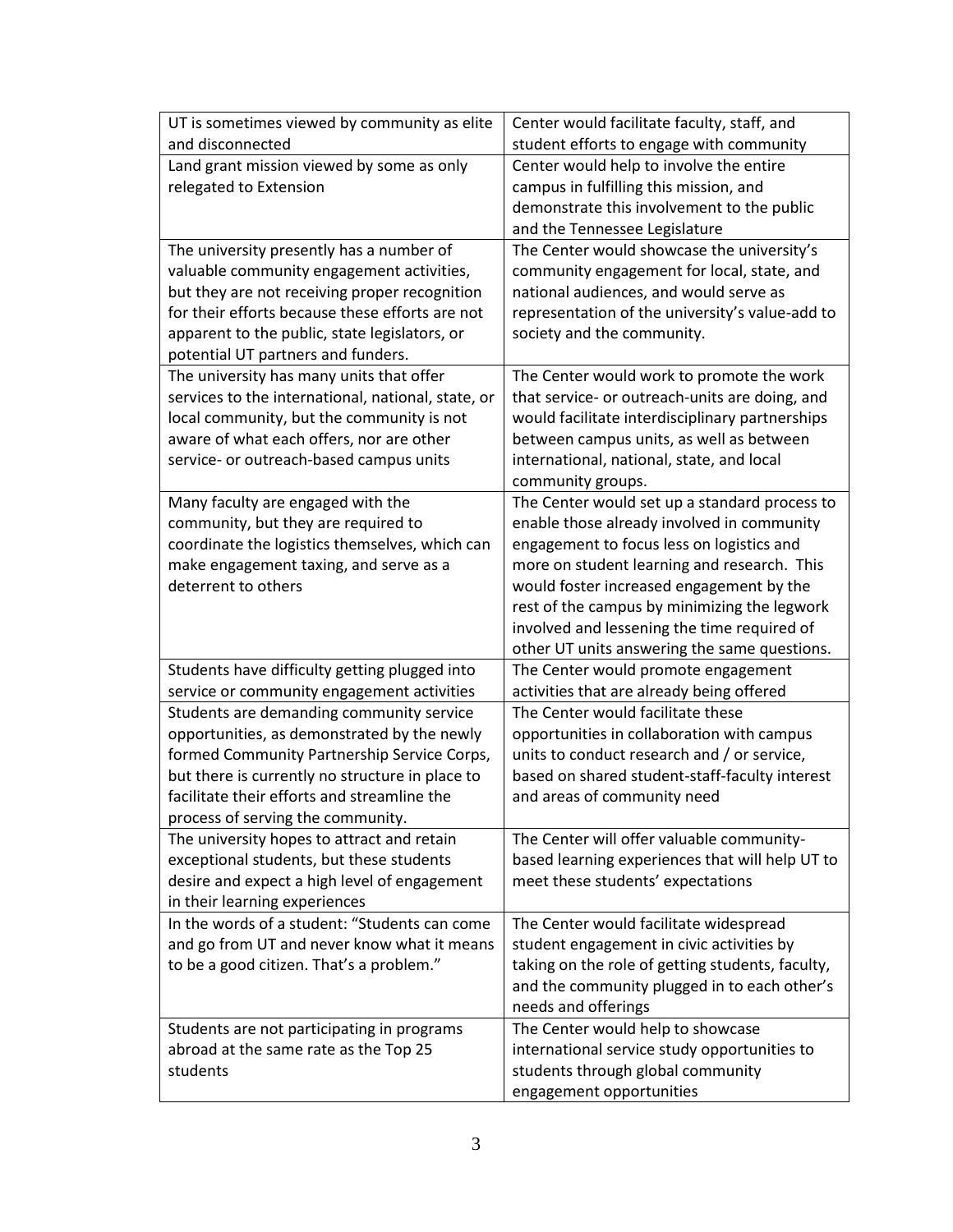| | |
|---|---|
| UT is sometimes viewed by community as elite and disconnected | Center would facilitate faculty, staff, and student efforts to engage with community |
| Land grant mission viewed by some as only relegated to Extension | Center would help to involve the entire campus in fulfilling this mission, and demonstrate this involvement to the public and the Tennessee Legislature |
| The university presently has a number of valuable community engagement activities, but they are not receiving proper recognition for their efforts because these efforts are not apparent to the public, state legislators, or potential UT partners and funders. | The Center would showcase the university's community engagement for local, state, and national audiences, and would serve as representation of the university's value-add to society and the community. |
| The university has many units that offer services to the international, national, state, or local community, but the community is not aware of what each offers, nor are other service- or outreach-based campus units | The Center would work to promote the work that service- or outreach-units are doing, and would facilitate interdisciplinary partnerships between campus units, as well as between international, national, state, and local community groups. |
| Many faculty are engaged with the community, but they are required to coordinate the logistics themselves, which can make engagement taxing, and serve as a deterrent to others | The Center would set up a standard process to enable those already involved in community engagement to focus less on logistics and more on student learning and research. This would foster increased engagement by the rest of the campus by minimizing the legwork involved and lessening the time required of other UT units answering the same questions. |
| Students have difficulty getting plugged into service or community engagement activities | The Center would promote engagement activities that are already being offered |
| Students are demanding community service opportunities, as demonstrated by the newly formed Community Partnership Service Corps, but there is currently no structure in place to facilitate their efforts and streamline the process of serving the community. | The Center would facilitate these opportunities in collaboration with campus units to conduct research and / or service, based on shared student-staff-faculty interest and areas of community need |
| The university hopes to attract and retain exceptional students, but these students desire and expect a high level of engagement in their learning experiences | The Center will offer valuable community-based learning experiences that will help UT to meet these students' expectations |
| In the words of a student: "Students can come and go from UT and never know what it means to be a good citizen. That's a problem." | The Center would facilitate widespread student engagement in civic activities by taking on the role of getting students, faculty, and the community plugged in to each other's needs and offerings |
| Students are not participating in programs abroad at the same rate as the Top 25 students | The Center would help to showcase international service study opportunities to students through global community engagement opportunities |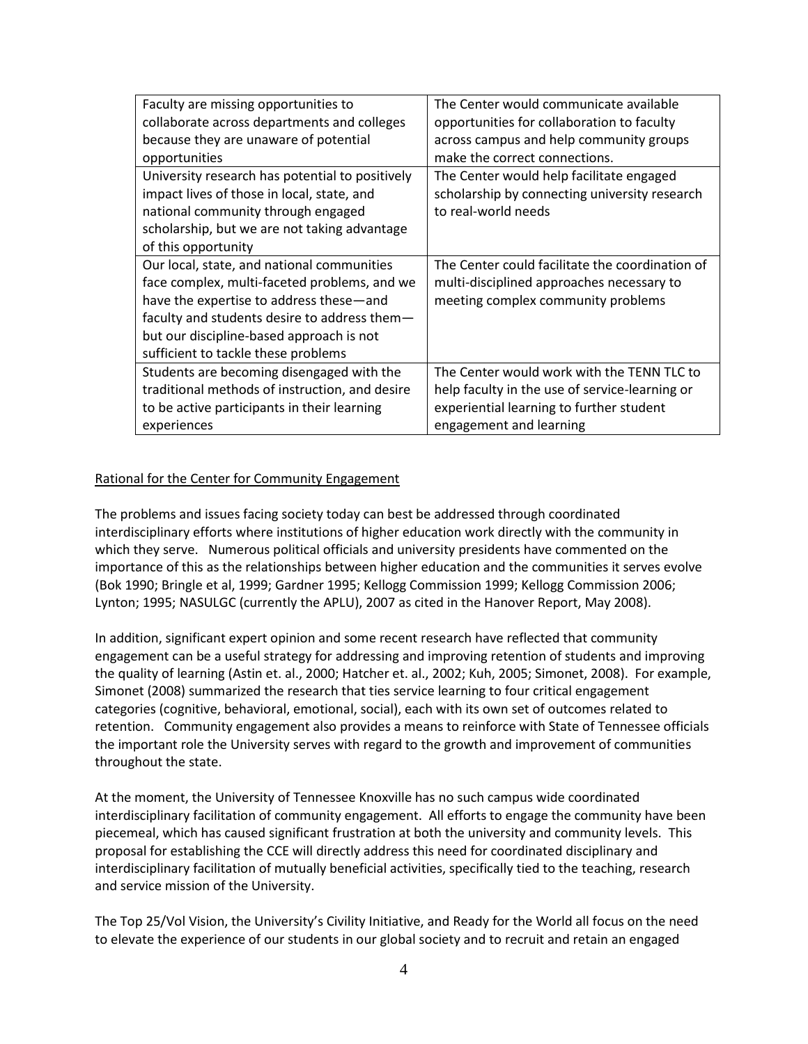| | |
|---|---|
| Faculty are missing opportunities to collaborate across departments and colleges because they are unaware of potential opportunities | The Center would communicate available opportunities for collaboration to faculty across campus and help community groups make the correct connections. |
| University research has potential to positively impact lives of those in local, state, and national community through engaged scholarship, but we are not taking advantage of this opportunity | The Center would help facilitate engaged scholarship by connecting university research to real-world needs |
| Our local, state, and national communities face complex, multi-faceted problems, and we have the expertise to address these—and faculty and students desire to address them—but our discipline-based approach is not sufficient to tackle these problems | The Center could facilitate the coordination of multi-disciplined approaches necessary to meeting complex community problems |
| Students are becoming disengaged with the traditional methods of instruction, and desire to be active participants in their learning experiences | The Center would work with the TENN TLC to help faculty in the use of service-learning or experiential learning to further student engagement and learning |

Rational for the Center for Community Engagement

The problems and issues facing society today can best be addressed through coordinated interdisciplinary efforts where institutions of higher education work directly with the community in which they serve. Numerous political officials and university presidents have commented on the importance of this as the relationships between higher education and the communities it serves evolve (Bok 1990; Bringle et al, 1999; Gardner 1995; Kellogg Commission 1999; Kellogg Commission 2006; Lynton; 1995; NASULGC (currently the APLU), 2007 as cited in the Hanover Report, May 2008).

In addition, significant expert opinion and some recent research have reflected that community engagement can be a useful strategy for addressing and improving retention of students and improving the quality of learning (Astin et. al., 2000; Hatcher et. al., 2002; Kuh, 2005; Simonet, 2008). For example, Simonet (2008) summarized the research that ties service learning to four critical engagement categories (cognitive, behavioral, emotional, social), each with its own set of outcomes related to retention. Community engagement also provides a means to reinforce with State of Tennessee officials the important role the University serves with regard to the growth and improvement of communities throughout the state.

At the moment, the University of Tennessee Knoxville has no such campus wide coordinated interdisciplinary facilitation of community engagement. All efforts to engage the community have been piecemeal, which has caused significant frustration at both the university and community levels. This proposal for establishing the CCE will directly address this need for coordinated disciplinary and interdisciplinary facilitation of mutually beneficial activities, specifically tied to the teaching, research and service mission of the University.

The Top 25/Vol Vision, the University's Civility Initiative, and Ready for the World all focus on the need to elevate the experience of our students in our global society and to recruit and retain an engaged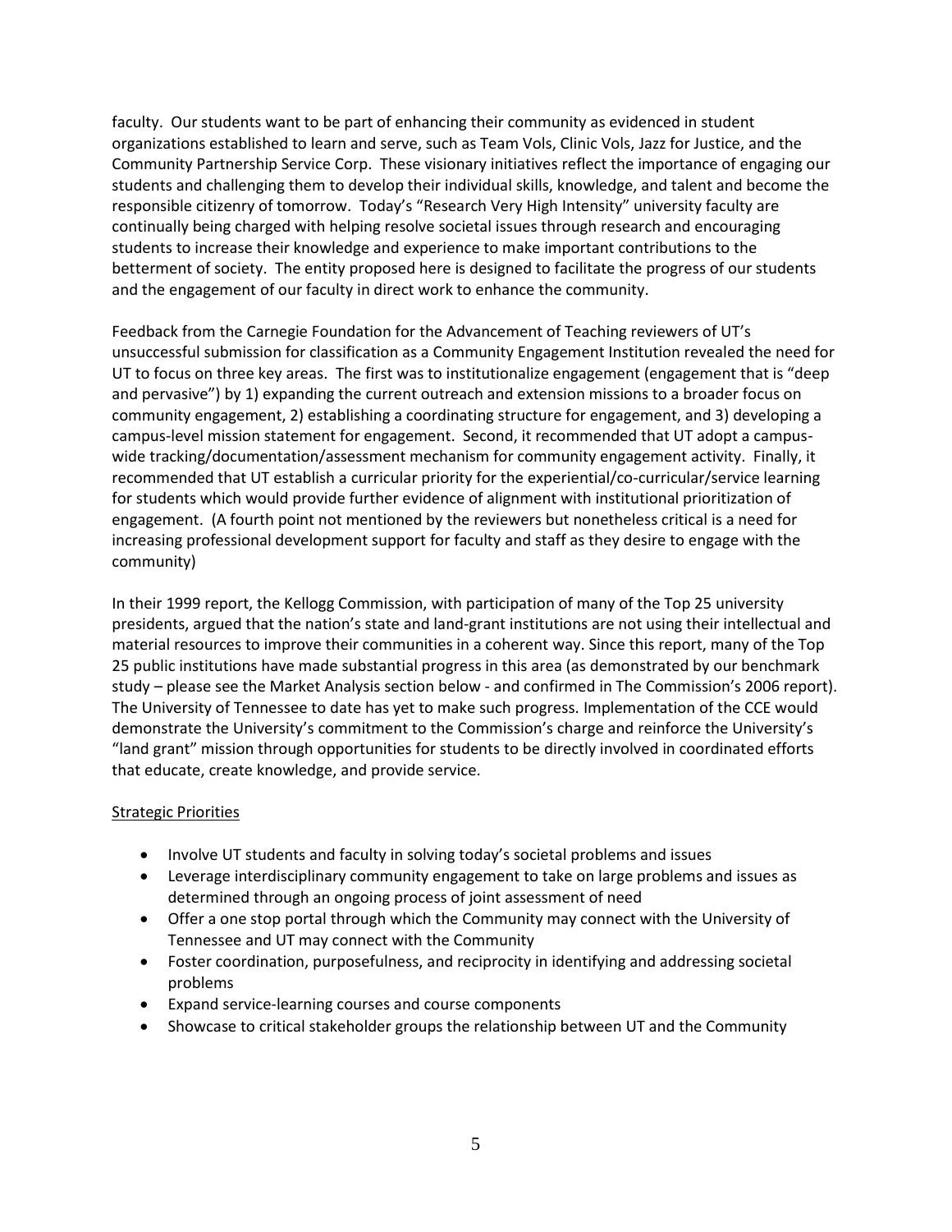faculty. Our students want to be part of enhancing their community as evidenced in student organizations established to learn and serve, such as Team Vols, Clinic Vols, Jazz for Justice, and the Community Partnership Service Corp. These visionary initiatives reflect the importance of engaging our students and challenging them to develop their individual skills, knowledge, and talent and become the responsible citizenry of tomorrow. Today's "Research Very High Intensity" university faculty are continually being charged with helping resolve societal issues through research and encouraging students to increase their knowledge and experience to make important contributions to the betterment of society. The entity proposed here is designed to facilitate the progress of our students and the engagement of our faculty in direct work to enhance the community.

Feedback from the Carnegie Foundation for the Advancement of Teaching reviewers of UT's unsuccessful submission for classification as a Community Engagement Institution revealed the need for UT to focus on three key areas. The first was to institutionalize engagement (engagement that is "deep and pervasive") by 1) expanding the current outreach and extension missions to a broader focus on community engagement, 2) establishing a coordinating structure for engagement, and 3) developing a campus-level mission statement for engagement. Second, it recommended that UT adopt a campus-wide tracking/documentation/assessment mechanism for community engagement activity. Finally, it recommended that UT establish a curricular priority for the experiential/co-curricular/service learning for students which would provide further evidence of alignment with institutional prioritization of engagement. (A fourth point not mentioned by the reviewers but nonetheless critical is a need for increasing professional development support for faculty and staff as they desire to engage with the community)

In their 1999 report, the Kellogg Commission, with participation of many of the Top 25 university presidents, argued that the nation's state and land-grant institutions are not using their intellectual and material resources to improve their communities in a coherent way. Since this report, many of the Top 25 public institutions have made substantial progress in this area (as demonstrated by our benchmark study – please see the Market Analysis section below - and confirmed in The Commission's 2006 report). The University of Tennessee to date has yet to make such progress. Implementation of the CCE would demonstrate the University's commitment to the Commission's charge and reinforce the University's "land grant" mission through opportunities for students to be directly involved in coordinated efforts that educate, create knowledge, and provide service.

<u>Strategic Priorities</u>

- Involve UT students and faculty in solving today's societal problems and issues
- Leverage interdisciplinary community engagement to take on large problems and issues as determined through an ongoing process of joint assessment of need
- Offer a one stop portal through which the Community may connect with the University of Tennessee and UT may connect with the Community
- Foster coordination, purposefulness, and reciprocity in identifying and addressing societal problems
- Expand service-learning courses and course components
- Showcase to critical stakeholder groups the relationship between UT and the Community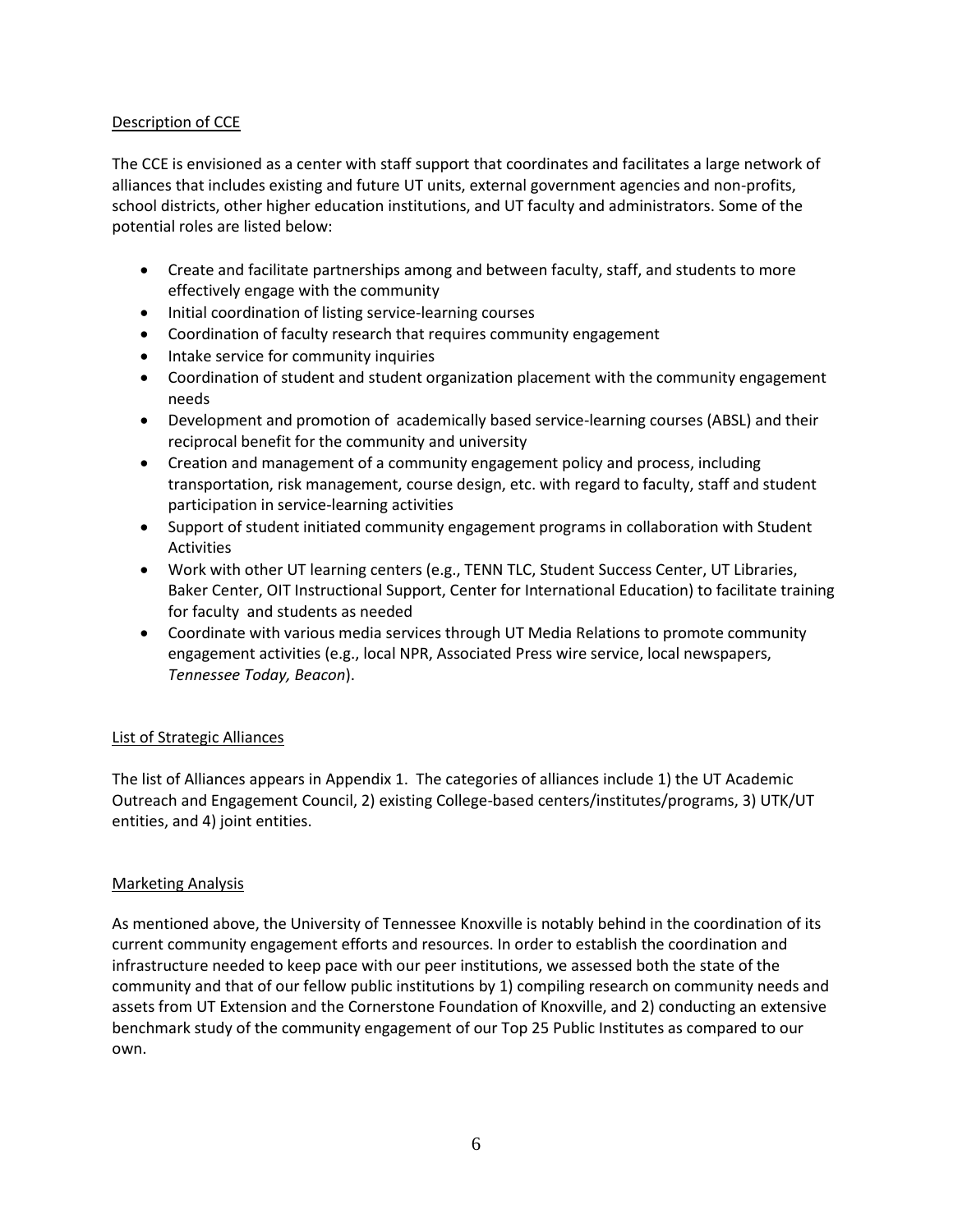## Description of CCE

The CCE is envisioned as a center with staff support that coordinates and facilitates a large network of alliances that includes existing and future UT units, external government agencies and non-profits, school districts, other higher education institutions, and UT faculty and administrators. Some of the potential roles are listed below:

- Create and facilitate partnerships among and between faculty, staff, and students to more effectively engage with the community
- Initial coordination of listing service-learning courses
- Coordination of faculty research that requires community engagement
- Intake service for community inquiries
- Coordination of student and student organization placement with the community engagement needs
- Development and promotion of academically based service-learning courses (ABSL) and their reciprocal benefit for the community and university
- Creation and management of a community engagement policy and process, including transportation, risk management, course design, etc. with regard to faculty, staff and student participation in service-learning activities
- Support of student initiated community engagement programs in collaboration with Student Activities
- Work with other UT learning centers (e.g., TENN TLC, Student Success Center, UT Libraries, Baker Center, OIT Instructional Support, Center for International Education) to facilitate training for faculty and students as needed
- Coordinate with various media services through UT Media Relations to promote community engagement activities (e.g., local NPR, Associated Press wire service, local newspapers, *Tennessee Today, Beacon*).

## List of Strategic Alliances

The list of Alliances appears in Appendix 1. The categories of alliances include 1) the UT Academic Outreach and Engagement Council, 2) existing College-based centers/institutes/programs, 3) UTK/UT entities, and 4) joint entities.

## Marketing Analysis

As mentioned above, the University of Tennessee Knoxville is notably behind in the coordination of its current community engagement efforts and resources. In order to establish the coordination and infrastructure needed to keep pace with our peer institutions, we assessed both the state of the community and that of our fellow public institutions by 1) compiling research on community needs and assets from UT Extension and the Cornerstone Foundation of Knoxville, and 2) conducting an extensive benchmark study of the community engagement of our Top 25 Public Institutes as compared to our own.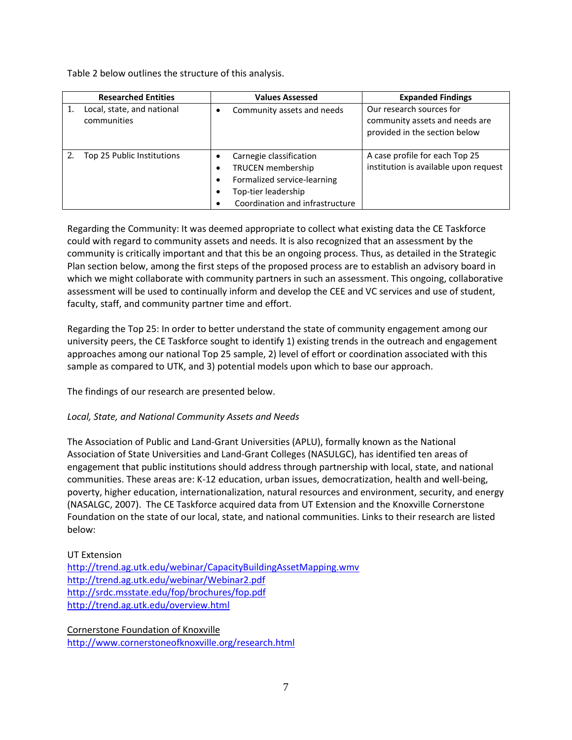Table 2 below outlines the structure of this analysis.

| Researched Entities | Values Assessed | Expanded Findings |
| --- | --- | --- |
| 1. Local, state, and national communities | • Community assets and needs | Our research sources for community assets and needs are provided in the section below |
| 2. Top 25 Public Institutions | • Carnegie classification<br>• TRUCEN membership<br>• Formalized service-learning<br>• Top-tier leadership<br>• Coordination and infrastructure | A case profile for each Top 25 institution is available upon request |

Regarding the Community: It was deemed appropriate to collect what existing data the CE Taskforce could with regard to community assets and needs. It is also recognized that an assessment by the community is critically important and that this be an ongoing process. Thus, as detailed in the Strategic Plan section below, among the first steps of the proposed process are to establish an advisory board in which we might collaborate with community partners in such an assessment. This ongoing, collaborative assessment will be used to continually inform and develop the CEE and VC services and use of student, faculty, staff, and community partner time and effort.

Regarding the Top 25: In order to better understand the state of community engagement among our university peers, the CE Taskforce sought to identify 1) existing trends in the outreach and engagement approaches among our national Top 25 sample, 2) level of effort or coordination associated with this sample as compared to UTK, and 3) potential models upon which to base our approach.

The findings of our research are presented below.

*Local, State, and National Community Assets and Needs*

The Association of Public and Land-Grant Universities (APLU), formally known as the National Association of State Universities and Land-Grant Colleges (NASULGC), has identified ten areas of engagement that public institutions should address through partnership with local, state, and national communities. These areas are: K-12 education, urban issues, democratization, health and well-being, poverty, higher education, internationalization, natural resources and environment, security, and energy (NASALGC, 2007). The CE Taskforce acquired data from UT Extension and the Knoxville Cornerstone Foundation on the state of our local, state, and national communities. Links to their research are listed below:

UT Extension
http://trend.ag.utk.edu/webinar/CapacityBuildingAssetMapping.wmv
http://trend.ag.utk.edu/webinar/Webinar2.pdf
http://srdc.msstate.edu/fop/brochures/fop.pdf
http://trend.ag.utk.edu/overview.html

Cornerstone Foundation of Knoxville
http://www.cornerstoneofknoxville.org/research.html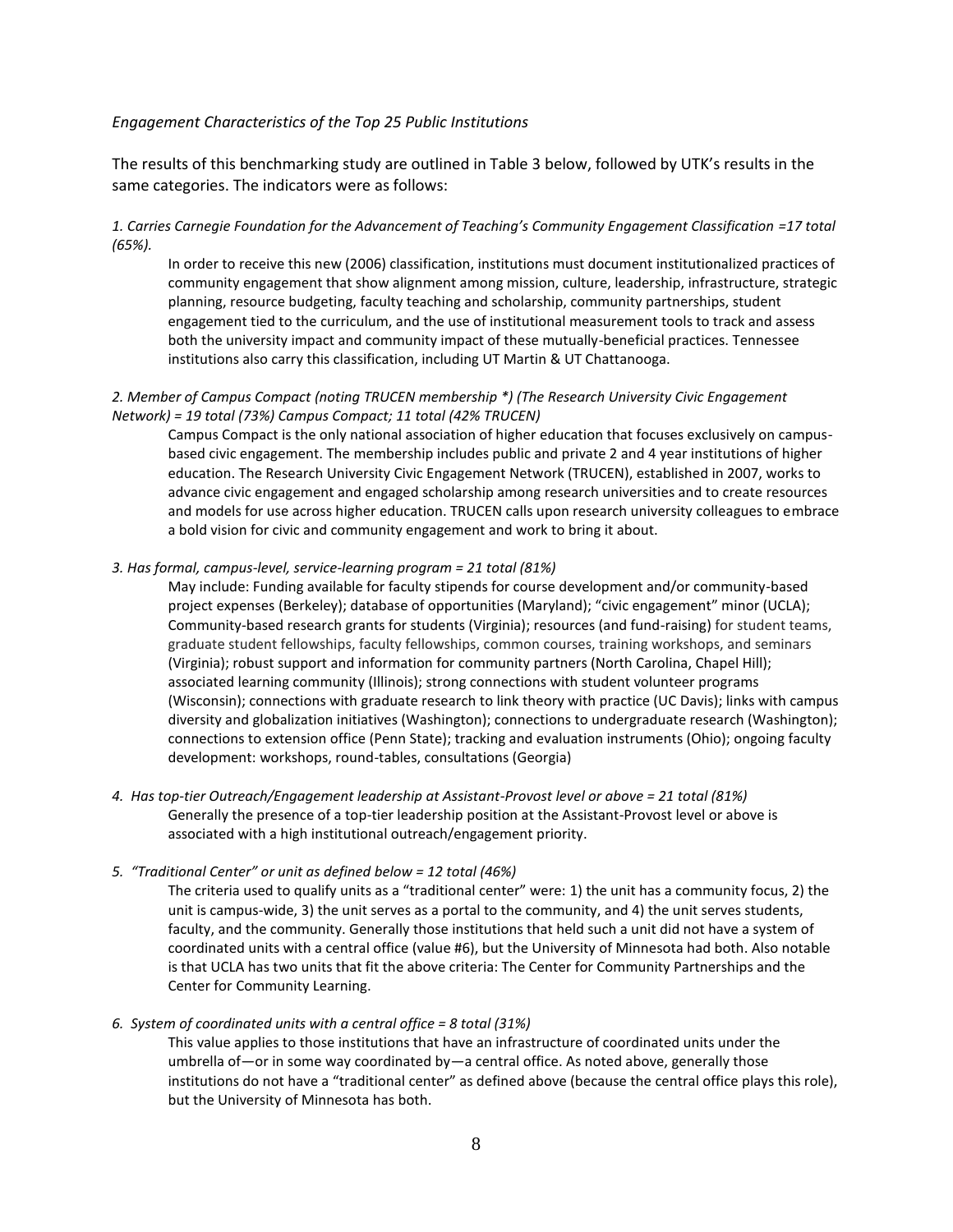*Engagement Characteristics of the Top 25 Public Institutions*

The results of this benchmarking study are outlined in Table 3 below, followed by UTK's results in the same categories. The indicators were as follows:

*1. Carries Carnegie Foundation for the Advancement of Teaching's Community Engagement Classification =17 total (65%).*

In order to receive this new (2006) classification, institutions must document institutionalized practices of community engagement that show alignment among mission, culture, leadership, infrastructure, strategic planning, resource budgeting, faculty teaching and scholarship, community partnerships, student engagement tied to the curriculum, and the use of institutional measurement tools to track and assess both the university impact and community impact of these mutually-beneficial practices. Tennessee institutions also carry this classification, including UT Martin & UT Chattanooga.

*2. Member of Campus Compact (noting TRUCEN membership *) (The Research University Civic Engagement Network) = 19 total (73%) Campus Compact; 11 total (42% TRUCEN)*

Campus Compact is the only national association of higher education that focuses exclusively on campus-based civic engagement. The membership includes public and private 2 and 4 year institutions of higher education. The Research University Civic Engagement Network (TRUCEN), established in 2007, works to advance civic engagement and engaged scholarship among research universities and to create resources and models for use across higher education. TRUCEN calls upon research university colleagues to embrace a bold vision for civic and community engagement and work to bring it about.

*3. Has formal, campus-level, service-learning program = 21 total (81%)*

May include: Funding available for faculty stipends for course development and/or community-based project expenses (Berkeley); database of opportunities (Maryland); "civic engagement" minor (UCLA); Community-based research grants for students (Virginia); resources (and fund-raising) for student teams, graduate student fellowships, faculty fellowships, common courses, training workshops, and seminars (Virginia); robust support and information for community partners (North Carolina, Chapel Hill); associated learning community (Illinois); strong connections with student volunteer programs (Wisconsin); connections with graduate research to link theory with practice (UC Davis); links with campus diversity and globalization initiatives (Washington); connections to undergraduate research (Washington); connections to extension office (Penn State); tracking and evaluation instruments (Ohio); ongoing faculty development: workshops, round-tables, consultations (Georgia)

*4. Has top-tier Outreach/Engagement leadership at Assistant-Provost level or above = 21 total (81%)*

Generally the presence of a top-tier leadership position at the Assistant-Provost level or above is associated with a high institutional outreach/engagement priority.

*5. "Traditional Center" or unit as defined below = 12 total (46%)*

The criteria used to qualify units as a "traditional center" were: 1) the unit has a community focus, 2) the unit is campus-wide, 3) the unit serves as a portal to the community, and 4) the unit serves students, faculty, and the community. Generally those institutions that held such a unit did not have a system of coordinated units with a central office (value #6), but the University of Minnesota had both. Also notable is that UCLA has two units that fit the above criteria: The Center for Community Partnerships and the Center for Community Learning.

*6. System of coordinated units with a central office = 8 total (31%)*

This value applies to those institutions that have an infrastructure of coordinated units under the umbrella of—or in some way coordinated by—a central office. As noted above, generally those institutions do not have a "traditional center" as defined above (because the central office plays this role), but the University of Minnesota has both.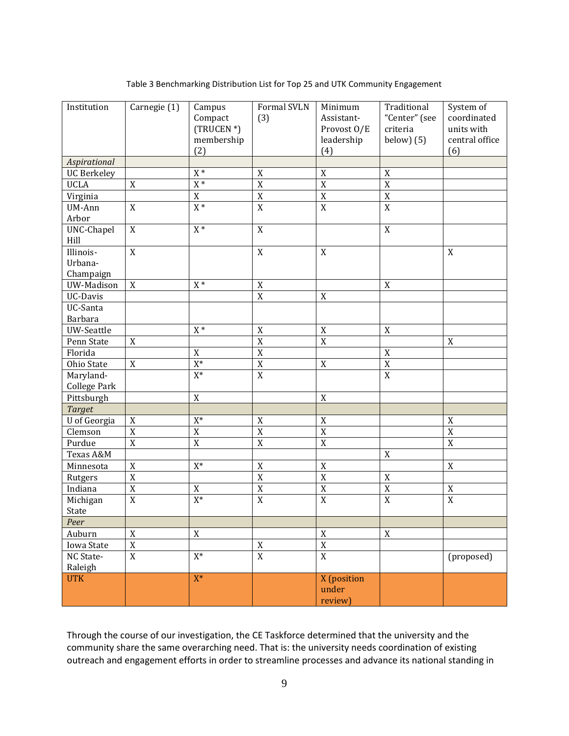Table 3 Benchmarking Distribution List for Top 25 and UTK Community Engagement

| Institution | Carnegie (1) | Campus Compact (TRUCEN *) membership (2) | Formal SVLN (3) | Minimum Assistant-Provost O/E leadership (4) | Traditional "Center" (see criteria below) (5) | System of coordinated units with central office (6) |
|---|---|---|---|---|---|---|
| *Aspirational* | | | | | | |
| UC Berkeley | | X * | X | X | X | |
| UCLA | X | X * | X | X | X | |
| Virginia | | X | X | X | X | |
| UM-Ann Arbor | X | X * | X | X | X | |
| UNC-Chapel Hill | X | X * | X | | X | |
| Illinois-Urbana-Champaign | X | | X | X | | X |
| UW-Madison | X | X * | X | | X | |
| UC-Davis | | | X | X | | |
| UC-Santa Barbara | | | | | | |
| UW-Seattle | | X * | X | X | X | |
| Penn State | X | | X | X | | X |
| Florida | | X | X | | X | |
| Ohio State | X | X* | X | X | X | |
| Maryland-College Park | | X* | X | | X | |
| Pittsburgh | | X | | X | | |
| *Target* | | | | | | |
| U of Georgia | X | X* | X | X | | X |
| Clemson | X | X | X | X | | X |
| Purdue | X | X | X | X | | X |
| Texas A&M | | | | | X | |
| Minnesota | X | X* | X | X | | X |
| Rutgers | X | | X | X | X | |
| Indiana | X | X | X | X | X | X |
| Michigan State | X | X* | X | X | X | X |
| *Peer* | | | | | | |
| Auburn | X | X | | X | X | |
| Iowa State | X | | X | X | | |
| NC State-Raleigh | X | X* | X | X | | (proposed) |
| UTK | | X* | | X (position under review) | | |

Through the course of our investigation, the CE Taskforce determined that the university and the community share the same overarching need. That is: the university needs coordination of existing outreach and engagement efforts in order to streamline processes and advance its national standing in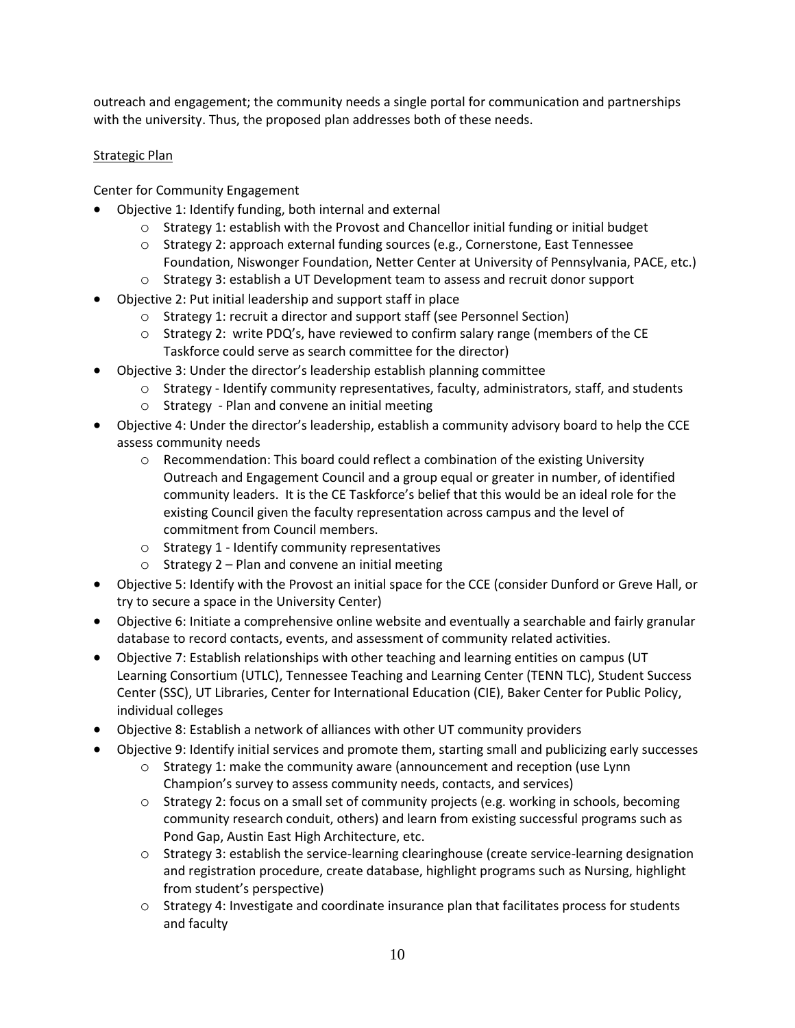outreach and engagement; the community needs a single portal for communication and partnerships with the university. Thus, the proposed plan addresses both of these needs.

Strategic Plan

Center for Community Engagement

- Objective 1: Identify funding, both internal and external
    - Strategy 1: establish with the Provost and Chancellor initial funding or initial budget
    - Strategy 2: approach external funding sources (e.g., Cornerstone, East Tennessee Foundation, Niswonger Foundation, Netter Center at University of Pennsylvania, PACE, etc.)
    - Strategy 3: establish a UT Development team to assess and recruit donor support
- Objective 2: Put initial leadership and support staff in place
    - Strategy 1: recruit a director and support staff (see Personnel Section)
    - Strategy 2: write PDQ's, have reviewed to confirm salary range (members of the CE Taskforce could serve as search committee for the director)
- Objective 3: Under the director's leadership establish planning committee
    - Strategy - Identify community representatives, faculty, administrators, staff, and students
    - Strategy - Plan and convene an initial meeting
- Objective 4: Under the director's leadership, establish a community advisory board to help the CCE assess community needs
    - Recommendation: This board could reflect a combination of the existing University Outreach and Engagement Council and a group equal or greater in number, of identified community leaders. It is the CE Taskforce's belief that this would be an ideal role for the existing Council given the faculty representation across campus and the level of commitment from Council members.
    - Strategy 1 - Identify community representatives
    - Strategy 2 – Plan and convene an initial meeting
- Objective 5: Identify with the Provost an initial space for the CCE (consider Dunford or Greve Hall, or try to secure a space in the University Center)
- Objective 6: Initiate a comprehensive online website and eventually a searchable and fairly granular database to record contacts, events, and assessment of community related activities.
- Objective 7: Establish relationships with other teaching and learning entities on campus (UT Learning Consortium (UTLC), Tennessee Teaching and Learning Center (TENN TLC), Student Success Center (SSC), UT Libraries, Center for International Education (CIE), Baker Center for Public Policy, individual colleges
- Objective 8: Establish a network of alliances with other UT community providers
- Objective 9: Identify initial services and promote them, starting small and publicizing early successes
    - Strategy 1: make the community aware (announcement and reception (use Lynn Champion's survey to assess community needs, contacts, and services)
    - Strategy 2: focus on a small set of community projects (e.g. working in schools, becoming community research conduit, others) and learn from existing successful programs such as Pond Gap, Austin East High Architecture, etc.
    - Strategy 3: establish the service-learning clearinghouse (create service-learning designation and registration procedure, create database, highlight programs such as Nursing, highlight from student's perspective)
    - Strategy 4: Investigate and coordinate insurance plan that facilitates process for students and faculty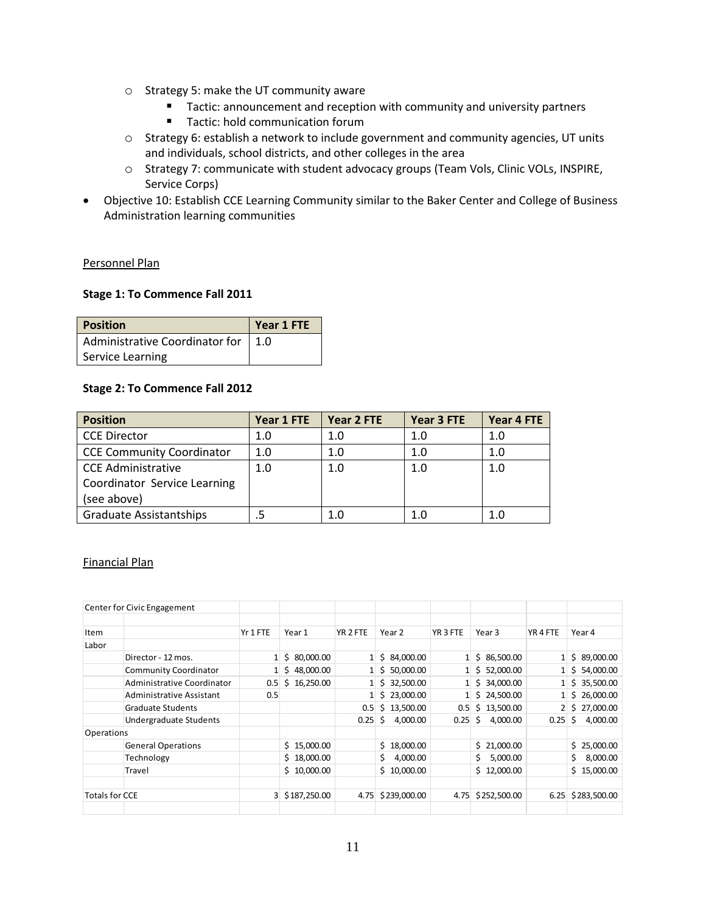- Strategy 5: make the UT community aware
    - Tactic: announcement and reception with community and university partners
    - Tactic: hold communication forum
  - Strategy 6: establish a network to include government and community agencies, UT units and individuals, school districts, and other colleges in the area
  - Strategy 7: communicate with student advocacy groups (Team Vols, Clinic VOLs, INSPIRE, Service Corps)
- Objective 10: Establish CCE Learning Community similar to the Baker Center and College of Business Administration learning communities

Personnel Plan

**Stage 1: To Commence Fall 2011**

| Position | Year 1 FTE |
|---|---|
| Administrative Coordinator for Service Learning | 1.0 |

**Stage 2: To Commence Fall 2012**

| Position | Year 1 FTE | Year 2 FTE | Year 3 FTE | Year 4 FTE |
|---|---|---|---|---|
| CCE Director | 1.0 | 1.0 | 1.0 | 1.0 |
| CCE Community Coordinator | 1.0 | 1.0 | 1.0 | 1.0 |
| CCE Administrative Coordinator Service Learning (see above) | 1.0 | 1.0 | 1.0 | 1.0 |
| Graduate Assistantships | .5 | 1.0 | 1.0 | 1.0 |

Financial Plan

| Center for Civic Engagement | | | | | | | | | |
|---|---|---|---|---|---|---|---|---|---|
| Item | | Yr 1 FTE | Year 1 | YR 2 FTE | Year 2 | YR 3 FTE | Year 3 | YR 4 FTE | Year 4 |
| Labor | | | | | | | | | |
| | Director - 12 mos. | 1 | $ 80,000.00 | 1 | $ 84,000.00 | 1 | $ 86,500.00 | 1 | $ 89,000.00 |
| | Community Coordinator | 1 | $ 48,000.00 | 1 | $ 50,000.00 | 1 | $ 52,000.00 | 1 | $ 54,000.00 |
| | Administrative Coordinator | 0.5 | $ 16,250.00 | 1 | $ 32,500.00 | 1 | $ 34,000.00 | 1 | $ 35,500.00 |
| | Administrative Assistant | 0.5 | | 1 | $ 23,000.00 | 1 | $ 24,500.00 | 1 | $ 26,000.00 |
| | Graduate Students | | | 0.5 | $ 13,500.00 | 0.5 | $ 13,500.00 | 2 | $ 27,000.00 |
| | Undergraduate Students | | | 0.25 | $ 4,000.00 | 0.25 | $ 4,000.00 | 0.25 | $ 4,000.00 |
| Operations | | | | | | | | | |
| | General Operations | | $ 15,000.00 | | $ 18,000.00 | | $ 21,000.00 | | $ 25,000.00 |
| | Technology | | $ 18,000.00 | | $ 4,000.00 | | $ 5,000.00 | | $ 8,000.00 |
| | Travel | | $ 10,000.00 | | $ 10,000.00 | | $ 12,000.00 | | $ 15,000.00 |
| Totals for CCE | | 3 | $187,250.00 | 4.75 | $239,000.00 | 4.75 | $252,500.00 | 6.25 | $283,500.00 |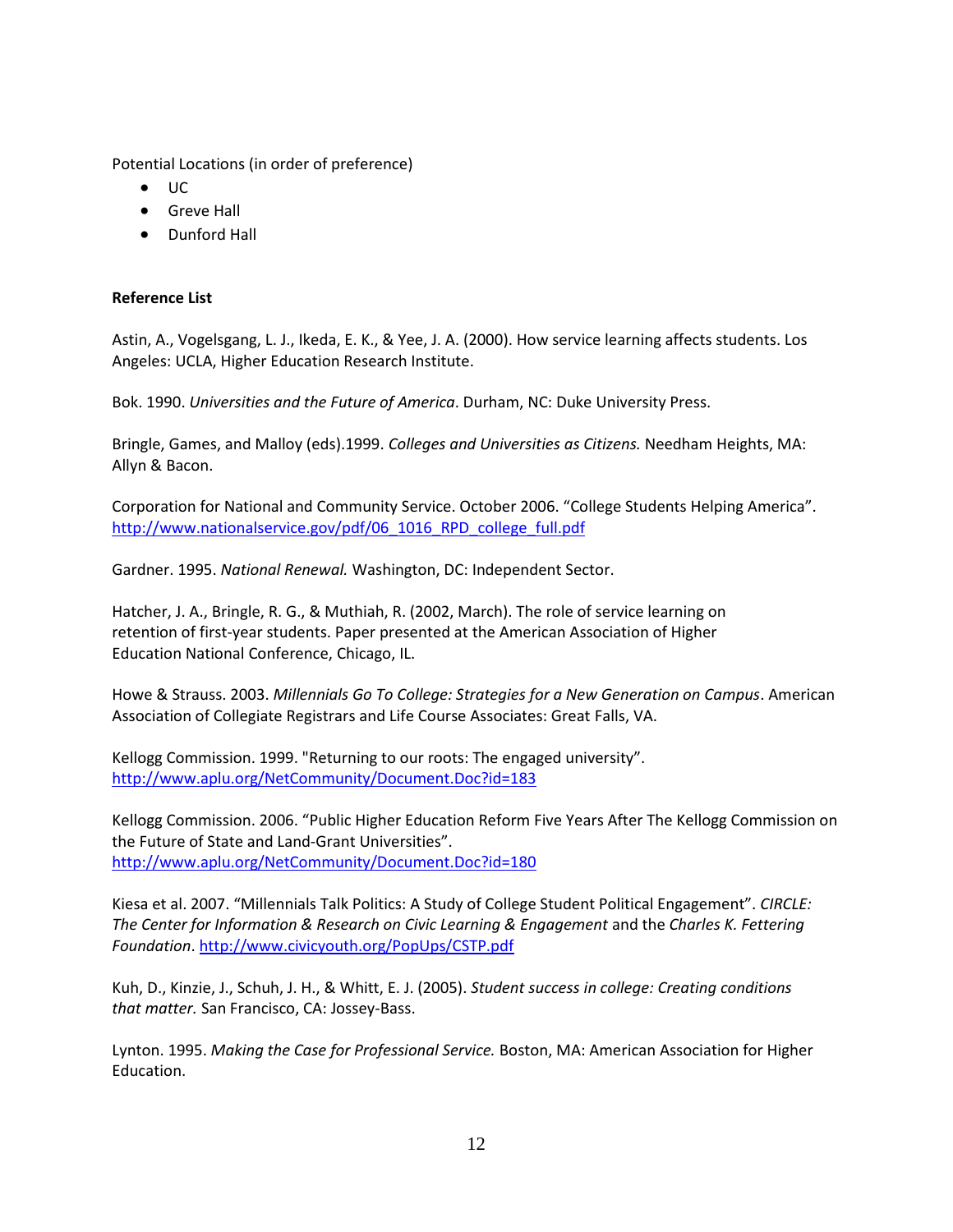Potential Locations (in order of preference)

- UC
- Greve Hall
- Dunford Hall

**Reference List**

Astin, A., Vogelsgang, L. J., Ikeda, E. K., & Yee, J. A. (2000). How service learning affects students. Los Angeles: UCLA, Higher Education Research Institute.

Bok. 1990. *Universities and the Future of America*. Durham, NC: Duke University Press.

Bringle, Games, and Malloy (eds).1999. *Colleges and Universities as Citizens.* Needham Heights, MA: Allyn & Bacon.

Corporation for National and Community Service. October 2006. "College Students Helping America". http://www.nationalservice.gov/pdf/06_1016_RPD_college_full.pdf

Gardner. 1995. *National Renewal.* Washington, DC: Independent Sector.

Hatcher, J. A., Bringle, R. G., & Muthiah, R. (2002, March). The role of service learning on retention of first-year students. Paper presented at the American Association of Higher Education National Conference, Chicago, IL.

Howe & Strauss. 2003. *Millennials Go To College: Strategies for a New Generation on Campus*. American Association of Collegiate Registrars and Life Course Associates: Great Falls, VA.

Kellogg Commission. 1999. "Returning to our roots: The engaged university". http://www.aplu.org/NetCommunity/Document.Doc?id=183

Kellogg Commission. 2006. "Public Higher Education Reform Five Years After The Kellogg Commission on the Future of State and Land-Grant Universities". http://www.aplu.org/NetCommunity/Document.Doc?id=180

Kiesa et al. 2007. "Millennials Talk Politics: A Study of College Student Political Engagement". *CIRCLE: The Center for Information & Research on Civic Learning & Engagement* and the *Charles K. Fettering Foundation*. http://www.civicyouth.org/PopUps/CSTP.pdf

Kuh, D., Kinzie, J., Schuh, J. H., & Whitt, E. J. (2005). *Student success in college: Creating conditions that matter.* San Francisco, CA: Jossey-Bass.

Lynton. 1995. *Making the Case for Professional Service.* Boston, MA: American Association for Higher Education.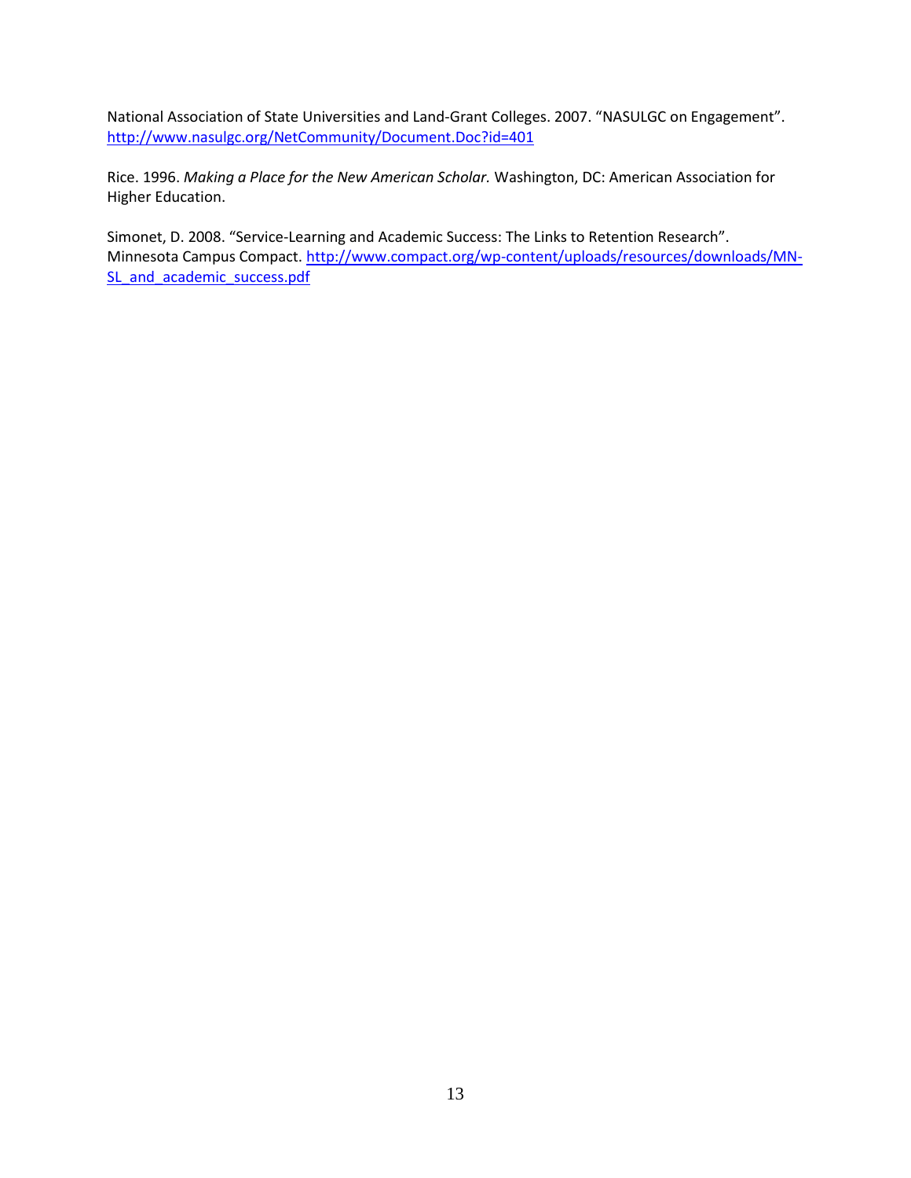National Association of State Universities and Land-Grant Colleges. 2007. "NASULGC on Engagement". http://www.nasulgc.org/NetCommunity/Document.Doc?id=401

Rice. 1996. *Making a Place for the New American Scholar.* Washington, DC: American Association for Higher Education.

Simonet, D. 2008. "Service-Learning and Academic Success: The Links to Retention Research". Minnesota Campus Compact. http://www.compact.org/wp-content/uploads/resources/downloads/MN-SL_and_academic_success.pdf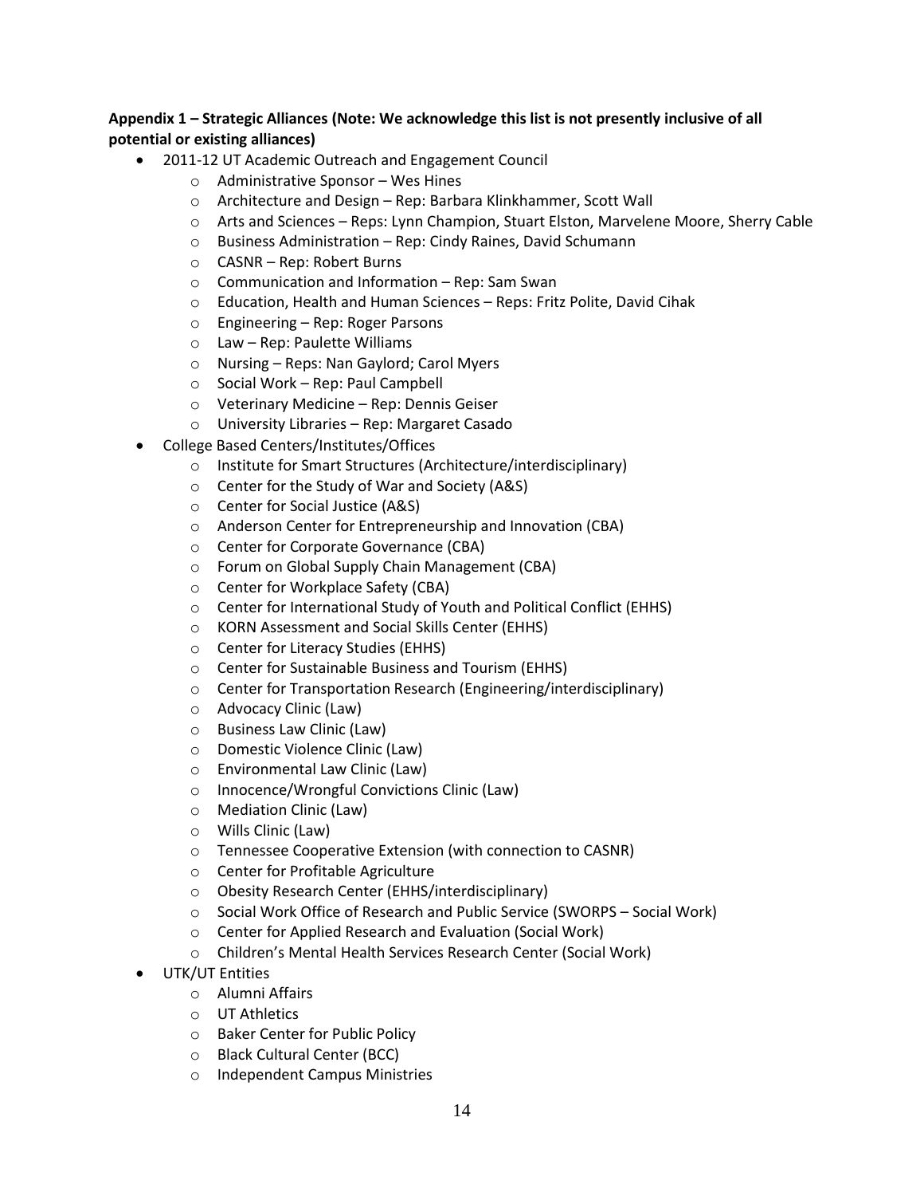**Appendix 1 – Strategic Alliances (Note: We acknowledge this list is not presently inclusive of all potential or existing alliances)**

- 2011-12 UT Academic Outreach and Engagement Council
  - Administrative Sponsor – Wes Hines
  - Architecture and Design – Rep: Barbara Klinkhammer, Scott Wall
  - Arts and Sciences – Reps: Lynn Champion, Stuart Elston, Marvelene Moore, Sherry Cable
  - Business Administration – Rep: Cindy Raines, David Schumann
  - CASNR – Rep: Robert Burns
  - Communication and Information – Rep: Sam Swan
  - Education, Health and Human Sciences – Reps: Fritz Polite, David Cihak
  - Engineering – Rep: Roger Parsons
  - Law – Rep: Paulette Williams
  - Nursing – Reps: Nan Gaylord; Carol Myers
  - Social Work – Rep: Paul Campbell
  - Veterinary Medicine – Rep: Dennis Geiser
  - University Libraries – Rep: Margaret Casado
- College Based Centers/Institutes/Offices
  - Institute for Smart Structures (Architecture/interdisciplinary)
  - Center for the Study of War and Society (A&S)
  - Center for Social Justice (A&S)
  - Anderson Center for Entrepreneurship and Innovation (CBA)
  - Center for Corporate Governance (CBA)
  - Forum on Global Supply Chain Management (CBA)
  - Center for Workplace Safety (CBA)
  - Center for International Study of Youth and Political Conflict (EHHS)
  - KORN Assessment and Social Skills Center (EHHS)
  - Center for Literacy Studies (EHHS)
  - Center for Sustainable Business and Tourism (EHHS)
  - Center for Transportation Research (Engineering/interdisciplinary)
  - Advocacy Clinic (Law)
  - Business Law Clinic (Law)
  - Domestic Violence Clinic (Law)
  - Environmental Law Clinic (Law)
  - Innocence/Wrongful Convictions Clinic (Law)
  - Mediation Clinic (Law)
  - Wills Clinic (Law)
  - Tennessee Cooperative Extension (with connection to CASNR)
  - Center for Profitable Agriculture
  - Obesity Research Center (EHHS/interdisciplinary)
  - Social Work Office of Research and Public Service (SWORPS – Social Work)
  - Center for Applied Research and Evaluation (Social Work)
  - Children's Mental Health Services Research Center (Social Work)
- UTK/UT Entities
  - Alumni Affairs
  - UT Athletics
  - Baker Center for Public Policy
  - Black Cultural Center (BCC)
  - Independent Campus Ministries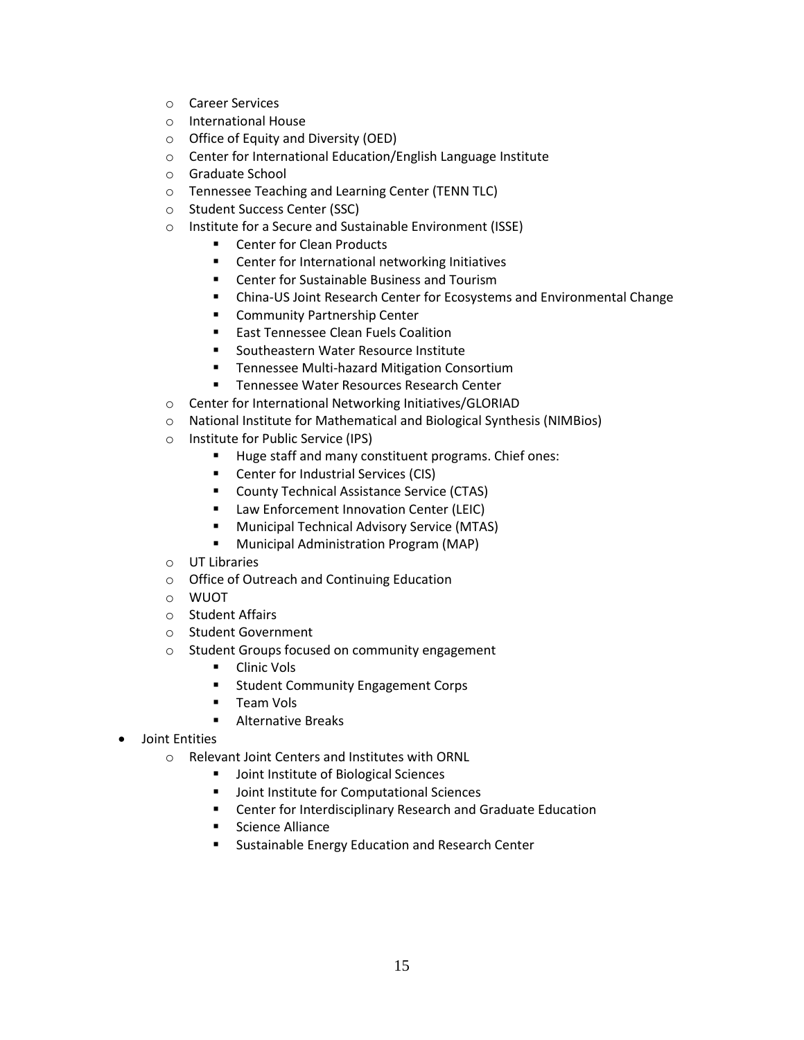- Career Services
    - International House
    - Office of Equity and Diversity (OED)
    - Center for International Education/English Language Institute
    - Graduate School
    - Tennessee Teaching and Learning Center (TENN TLC)
    - Student Success Center (SSC)
    - Institute for a Secure and Sustainable Environment (ISSE)
        - Center for Clean Products
        - Center for International networking Initiatives
        - Center for Sustainable Business and Tourism
        - China-US Joint Research Center for Ecosystems and Environmental Change
        - Community Partnership Center
        - East Tennessee Clean Fuels Coalition
        - Southeastern Water Resource Institute
        - Tennessee Multi-hazard Mitigation Consortium
        - Tennessee Water Resources Research Center
    - Center for International Networking Initiatives/GLORIAD
    - National Institute for Mathematical and Biological Synthesis (NIMBios)
    - Institute for Public Service (IPS)
        - Huge staff and many constituent programs. Chief ones:
        - Center for Industrial Services (CIS)
        - County Technical Assistance Service (CTAS)
        - Law Enforcement Innovation Center (LEIC)
        - Municipal Technical Advisory Service (MTAS)
        - Municipal Administration Program (MAP)
    - UT Libraries
    - Office of Outreach and Continuing Education
    - WUOT
    - Student Affairs
    - Student Government
    - Student Groups focused on community engagement
        - Clinic Vols
        - Student Community Engagement Corps
        - Team Vols
        - Alternative Breaks
- Joint Entities
    - Relevant Joint Centers and Institutes with ORNL
        - Joint Institute of Biological Sciences
        - Joint Institute for Computational Sciences
        - Center for Interdisciplinary Research and Graduate Education
        - Science Alliance
        - Sustainable Energy Education and Research Center